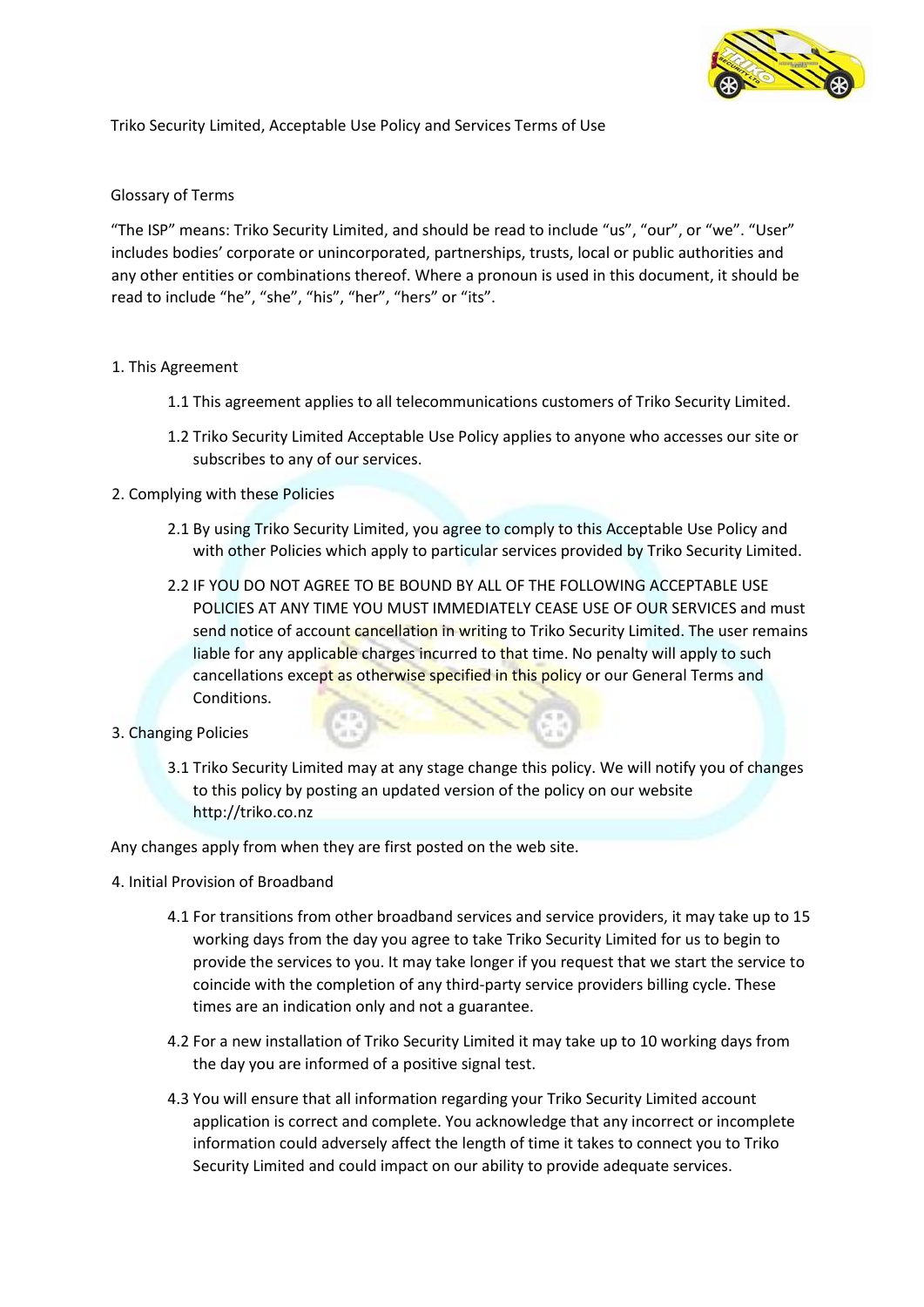# Triko Security Limited, Acceptable Use Policy and Services Terms of Use

## Glossary of Terms

"The ISP" means: Triko Security Limited, and should be read to include "us", "our", or "we". "User" includes bodies' corporate or unincorporated, partnerships, trusts, local or public authorities and any other entities or combinations thereof. Where a pronoun is used in this document, it should be read to include "he", "she", "his", "her", "hers" or "its".

## 1. This Agreement

1.1 This agreement applies to all telecommunications customers of Triko Security Limited.

1.2 Triko Security Limited Acceptable Use Policy applies to anyone who accesses our site or subscribes to any of our services.

## 2. Complying with these Policies

2.1 By using Triko Security Limited, you agree to comply to this Acceptable Use Policy and with other Policies which apply to particular services provided by Triko Security Limited.

2.2 IF YOU DO NOT AGREE TO BE BOUND BY ALL OF THE FOLLOWING ACCEPTABLE USE POLICIES AT ANY TIME YOU MUST IMMEDIATELY CEASE USE OF OUR SERVICES and must send notice of account cancellation in writing to Triko Security Limited. The user remains liable for any applicable charges incurred to that time. No penalty will apply to such cancellations except as otherwise specified in this policy or our General Terms and Conditions.

## 3. Changing Policies

3.1 Triko Security Limited may at any stage change this policy. We will notify you of changes to this policy by posting an updated version of the policy on our website http://triko.co.nz

Any changes apply from when they are first posted on the web site.

## 4. Initial Provision of Broadband

4.1 For transitions from other broadband services and service providers, it may take up to 15 working days from the day you agree to take Triko Security Limited for us to begin to provide the services to you. It may take longer if you request that we start the service to coincide with the completion of any third-party service providers billing cycle. These times are an indication only and not a guarantee.

4.2 For a new installation of Triko Security Limited it may take up to 10 working days from the day you are informed of a positive signal test.

4.3 You will ensure that all information regarding your Triko Security Limited account application is correct and complete. You acknowledge that any incorrect or incomplete information could adversely affect the length of time it takes to connect you to Triko Security Limited and could impact on our ability to provide adequate services.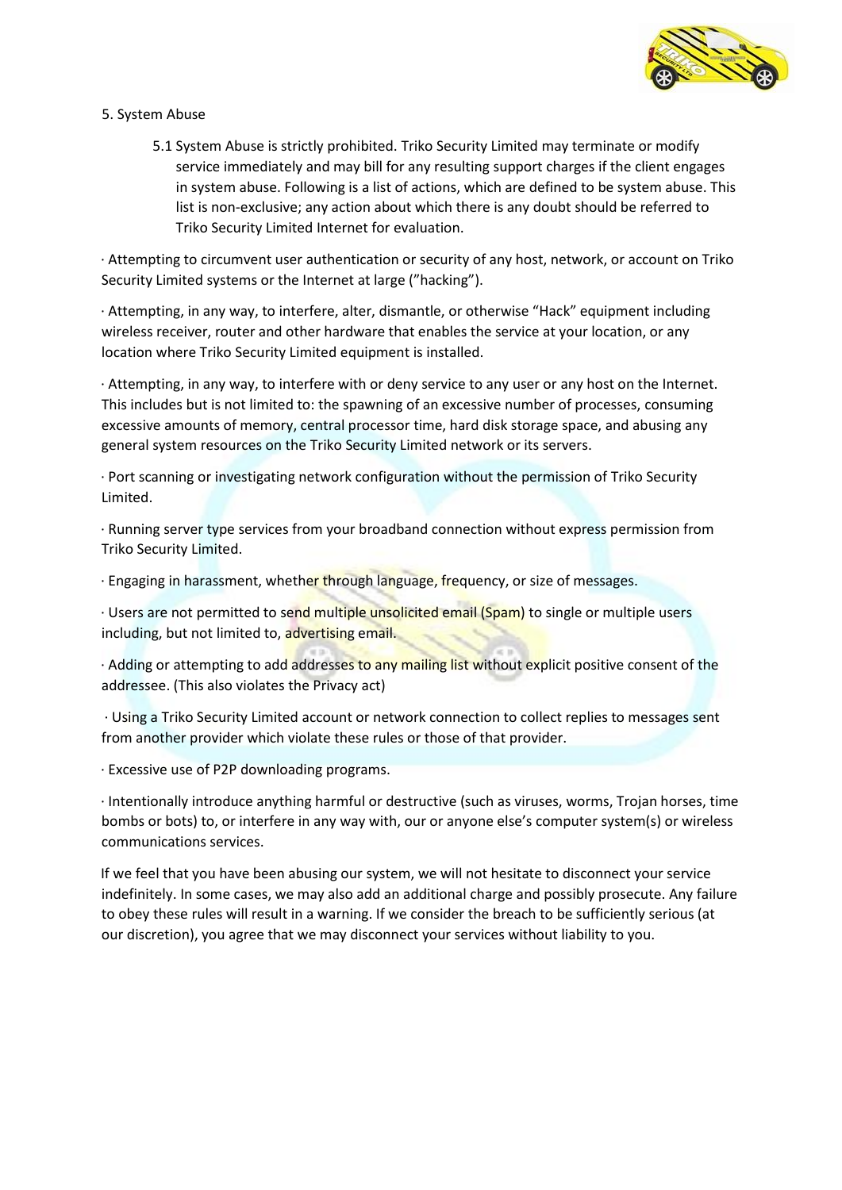5. System Abuse

5.1 System Abuse is strictly prohibited. Triko Security Limited may terminate or modify service immediately and may bill for any resulting support charges if the client engages in system abuse. Following is a list of actions, which are defined to be system abuse. This list is non-exclusive; any action about which there is any doubt should be referred to Triko Security Limited Internet for evaluation.

· Attempting to circumvent user authentication or security of any host, network, or account on Triko Security Limited systems or the Internet at large (”hacking”).

· Attempting, in any way, to interfere, alter, dismantle, or otherwise “Hack” equipment including wireless receiver, router and other hardware that enables the service at your location, or any location where Triko Security Limited equipment is installed.

· Attempting, in any way, to interfere with or deny service to any user or any host on the Internet. This includes but is not limited to: the spawning of an excessive number of processes, consuming excessive amounts of memory, central processor time, hard disk storage space, and abusing any general system resources on the Triko Security Limited network or its servers.

· Port scanning or investigating network configuration without the permission of Triko Security Limited.

· Running server type services from your broadband connection without express permission from Triko Security Limited.

· Engaging in harassment, whether through language, frequency, or size of messages.

· Users are not permitted to send multiple unsolicited email (Spam) to single or multiple users including, but not limited to, advertising email.

· Adding or attempting to add addresses to any mailing list without explicit positive consent of the addressee. (This also violates the Privacy act)

· Using a Triko Security Limited account or network connection to collect replies to messages sent from another provider which violate these rules or those of that provider.

· Excessive use of P2P downloading programs.

· Intentionally introduce anything harmful or destructive (such as viruses, worms, Trojan horses, time bombs or bots) to, or interfere in any way with, our or anyone else’s computer system(s) or wireless communications services.

If we feel that you have been abusing our system, we will not hesitate to disconnect your service indefinitely. In some cases, we may also add an additional charge and possibly prosecute. Any failure to obey these rules will result in a warning. If we consider the breach to be sufficiently serious (at our discretion), you agree that we may disconnect your services without liability to you.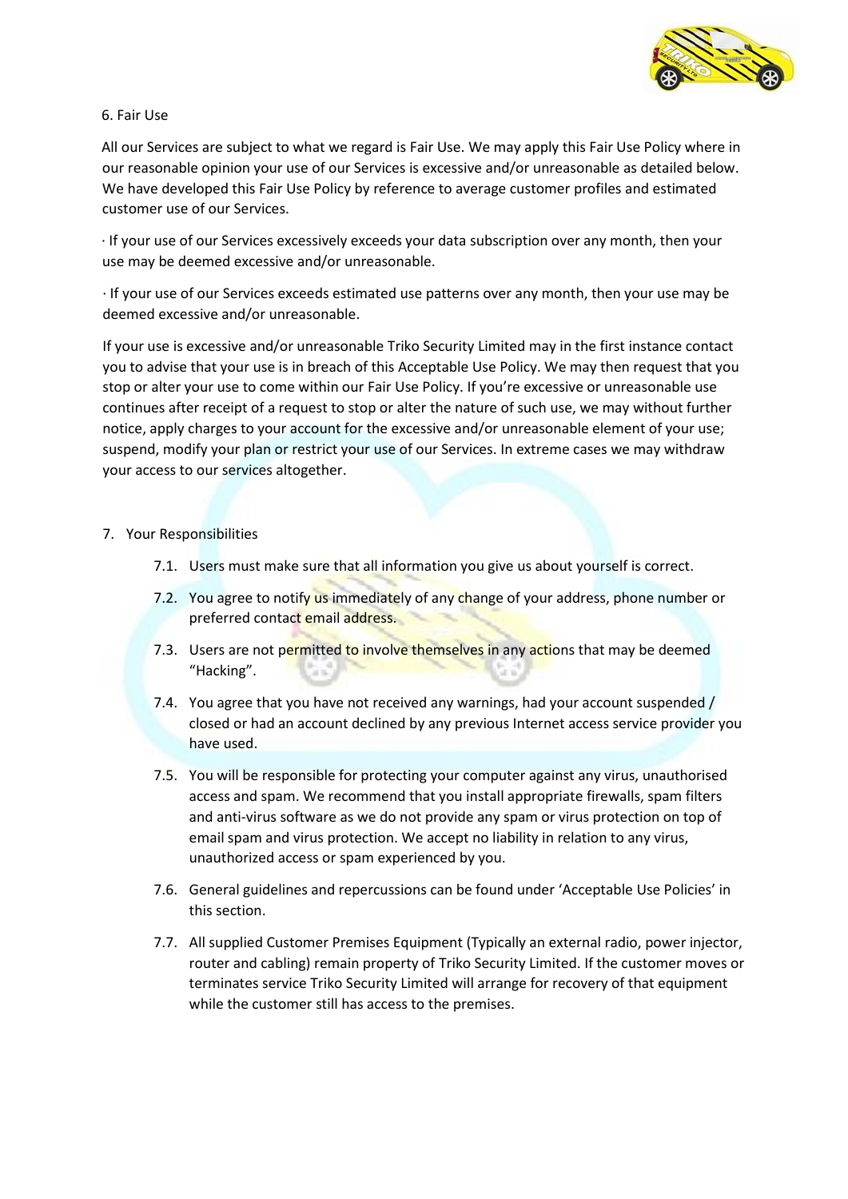## 6. Fair Use

All our Services are subject to what we regard is Fair Use. We may apply this Fair Use Policy where in our reasonable opinion your use of our Services is excessive and/or unreasonable as detailed below. We have developed this Fair Use Policy by reference to average customer profiles and estimated customer use of our Services.

· If your use of our Services excessively exceeds your data subscription over any month, then your use may be deemed excessive and/or unreasonable.

· If your use of our Services exceeds estimated use patterns over any month, then your use may be deemed excessive and/or unreasonable.

If your use is excessive and/or unreasonable Triko Security Limited may in the first instance contact you to advise that your use is in breach of this Acceptable Use Policy. We may then request that you stop or alter your use to come within our Fair Use Policy. If you're excessive or unreasonable use continues after receipt of a request to stop or alter the nature of such use, we may without further notice, apply charges to your account for the excessive and/or unreasonable element of your use; suspend, modify your plan or restrict your use of our Services. In extreme cases we may withdraw your access to our services altogether.

## 7. Your Responsibilities

7.1. Users must make sure that all information you give us about yourself is correct.

7.2. You agree to notify us immediately of any change of your address, phone number or preferred contact email address.

7.3. Users are not permitted to involve themselves in any actions that may be deemed "Hacking".

7.4. You agree that you have not received any warnings, had your account suspended / closed or had an account declined by any previous Internet access service provider you have used.

7.5. You will be responsible for protecting your computer against any virus, unauthorised access and spam. We recommend that you install appropriate firewalls, spam filters and anti-virus software as we do not provide any spam or virus protection on top of email spam and virus protection. We accept no liability in relation to any virus, unauthorized access or spam experienced by you.

7.6. General guidelines and repercussions can be found under 'Acceptable Use Policies' in this section.

7.7. All supplied Customer Premises Equipment (Typically an external radio, power injector, router and cabling) remain property of Triko Security Limited. If the customer moves or terminates service Triko Security Limited will arrange for recovery of that equipment while the customer still has access to the premises.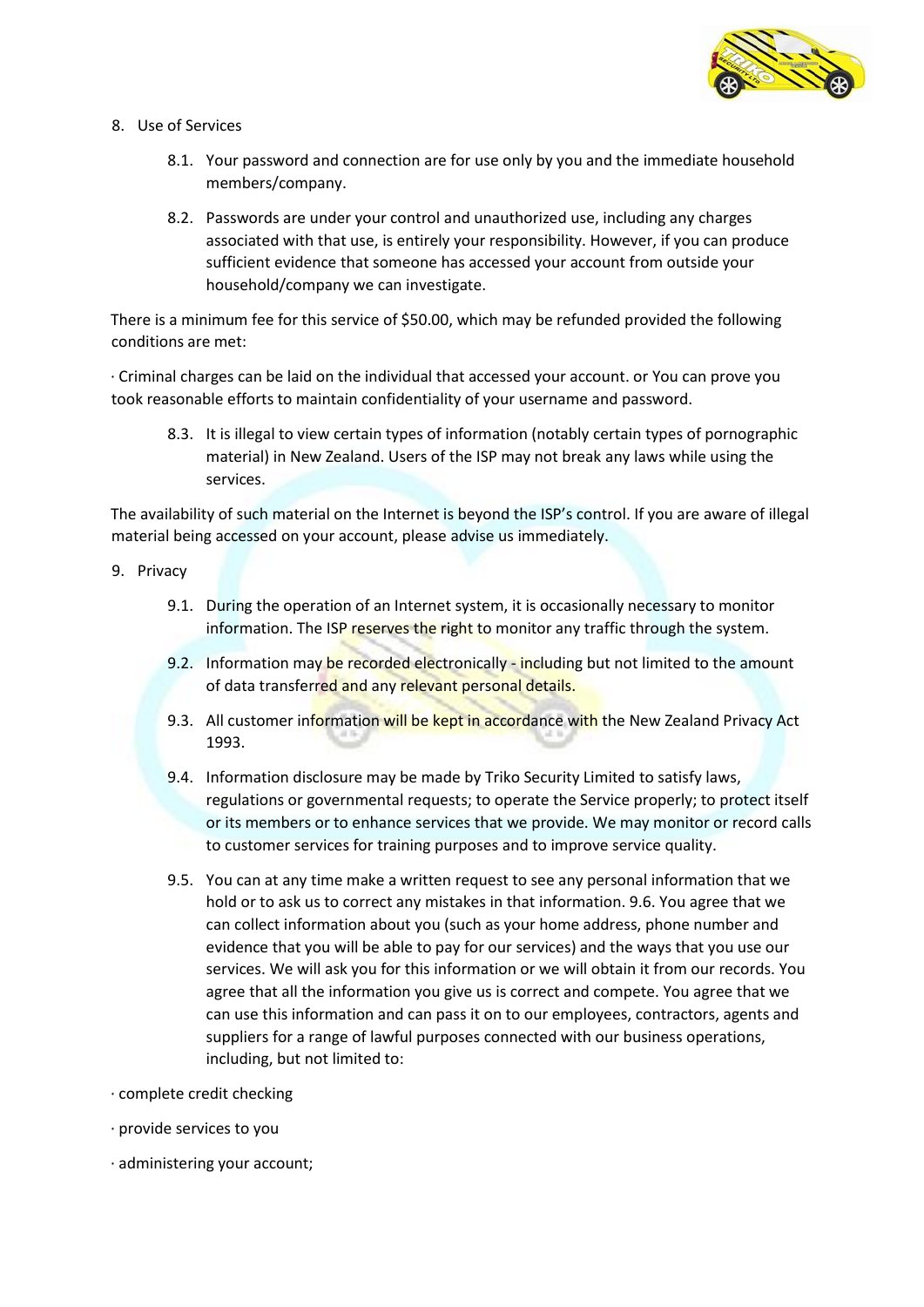8. Use of Services

    8.1. Your password and connection are for use only by you and the immediate household members/company.

    8.2. Passwords are under your control and unauthorized use, including any charges associated with that use, is entirely your responsibility. However, if you can produce sufficient evidence that someone has accessed your account from outside your household/company we can investigate.

There is a minimum fee for this service of $50.00, which may be refunded provided the following conditions are met:

· Criminal charges can be laid on the individual that accessed your account. or You can prove you took reasonable efforts to maintain confidentiality of your username and password.

    8.3. It is illegal to view certain types of information (notably certain types of pornographic material) in New Zealand. Users of the ISP may not break any laws while using the services.

The availability of such material on the Internet is beyond the ISP's control. If you are aware of illegal material being accessed on your account, please advise us immediately.

9. Privacy

    9.1. During the operation of an Internet system, it is occasionally necessary to monitor information. The ISP reserves the right to monitor any traffic through the system.

    9.2. Information may be recorded electronically - including but not limited to the amount of data transferred and any relevant personal details.

    9.3. All customer information will be kept in accordance with the New Zealand Privacy Act 1993.

    9.4. Information disclosure may be made by Triko Security Limited to satisfy laws, regulations or governmental requests; to operate the Service properly; to protect itself or its members or to enhance services that we provide. We may monitor or record calls to customer services for training purposes and to improve service quality.

    9.5. You can at any time make a written request to see any personal information that we hold or to ask us to correct any mistakes in that information. 9.6. You agree that we can collect information about you (such as your home address, phone number and evidence that you will be able to pay for our services) and the ways that you use our services. We will ask you for this information or we will obtain it from our records. You agree that all the information you give us is correct and compete. You agree that we can use this information and can pass it on to our employees, contractors, agents and suppliers for a range of lawful purposes connected with our business operations, including, but not limited to:

· complete credit checking

· provide services to you

· administering your account;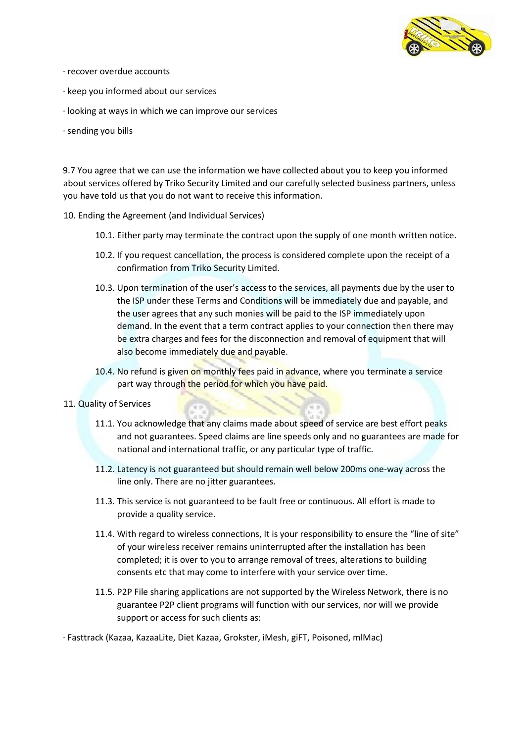· recover overdue accounts

· keep you informed about our services

· looking at ways in which we can improve our services

· sending you bills

9.7 You agree that we can use the information we have collected about you to keep you informed about services offered by Triko Security Limited and our carefully selected business partners, unless you have told us that you do not want to receive this information.

10. Ending the Agreement (and Individual Services)

   10.1. Either party may terminate the contract upon the supply of one month written notice.

   10.2. If you request cancellation, the process is considered complete upon the receipt of a confirmation from Triko Security Limited.

   10.3. Upon termination of the user's access to the services, all payments due by the user to the ISP under these Terms and Conditions will be immediately due and payable, and the user agrees that any such monies will be paid to the ISP immediately upon demand. In the event that a term contract applies to your connection then there may be extra charges and fees for the disconnection and removal of equipment that will also become immediately due and payable.

   10.4. No refund is given on monthly fees paid in advance, where you terminate a service part way through the period for which you have paid.

11. Quality of Services

   11.1. You acknowledge that any claims made about speed of service are best effort peaks and not guarantees. Speed claims are line speeds only and no guarantees are made for national and international traffic, or any particular type of traffic.

   11.2. Latency is not guaranteed but should remain well below 200ms one-way across the line only. There are no jitter guarantees.

   11.3. This service is not guaranteed to be fault free or continuous. All effort is made to provide a quality service.

   11.4. With regard to wireless connections, It is your responsibility to ensure the "line of site" of your wireless receiver remains uninterrupted after the installation has been completed; it is over to you to arrange removal of trees, alterations to building consents etc that may come to interfere with your service over time.

   11.5. P2P File sharing applications are not supported by the Wireless Network, there is no guarantee P2P client programs will function with our services, nor will we provide support or access for such clients as:

· Fasttrack (Kazaa, KazaaLite, Diet Kazaa, Grokster, iMesh, giFT, Poisoned, mlMac)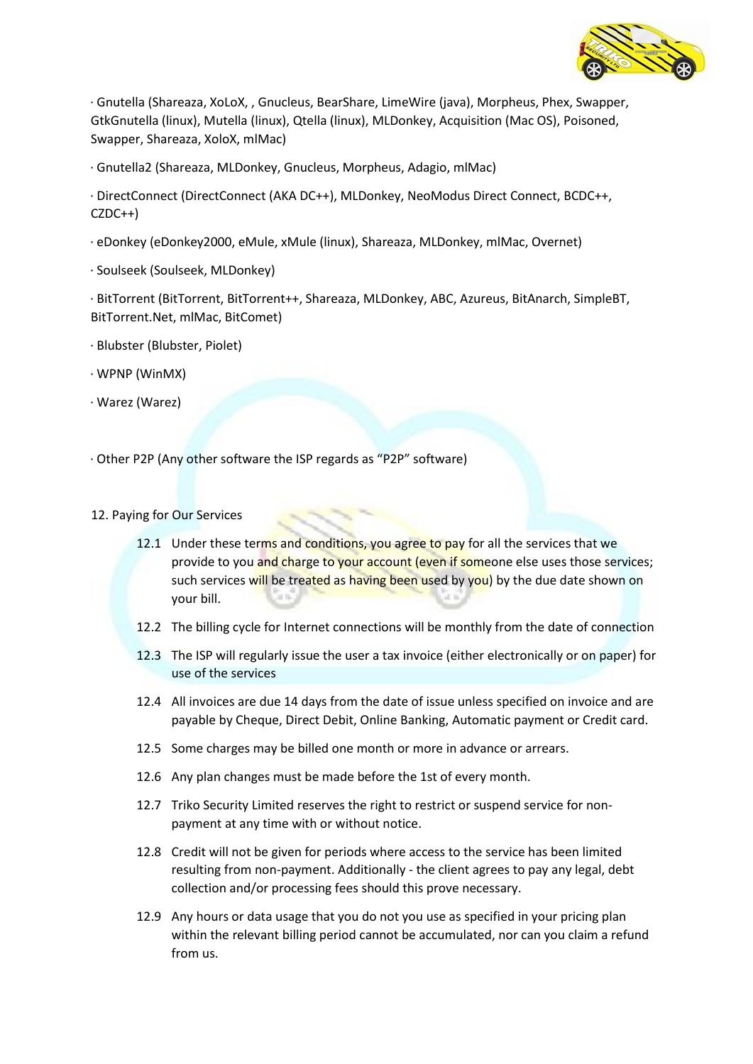· Gnutella (Shareaza, XoLoX, , Gnucleus, BearShare, LimeWire (java), Morpheus, Phex, Swapper, GtkGnutella (linux), Mutella (linux), Qtella (linux), MLDonkey, Acquisition (Mac OS), Poisoned, Swapper, Shareaza, XoloX, mlMac)

· Gnutella2 (Shareaza, MLDonkey, Gnucleus, Morpheus, Adagio, mlMac)

· DirectConnect (DirectConnect (AKA DC++), MLDonkey, NeoModus Direct Connect, BCDC++, CZDC++)

· eDonkey (eDonkey2000, eMule, xMule (linux), Shareaza, MLDonkey, mlMac, Overnet)

· Soulseek (Soulseek, MLDonkey)

· BitTorrent (BitTorrent, BitTorrent++, Shareaza, MLDonkey, ABC, Azureus, BitAnarch, SimpleBT, BitTorrent.Net, mlMac, BitComet)

· Blubster (Blubster, Piolet)

· WPNP (WinMX)

· Warez (Warez)

· Other P2P (Any other software the ISP regards as "P2P" software)

12. Paying for Our Services

12.1 Under these terms and conditions, you agree to pay for all the services that we provide to you and charge to your account (even if someone else uses those services; such services will be treated as having been used by you) by the due date shown on your bill.

12.2 The billing cycle for Internet connections will be monthly from the date of connection

12.3 The ISP will regularly issue the user a tax invoice (either electronically or on paper) for use of the services

12.4 All invoices are due 14 days from the date of issue unless specified on invoice and are payable by Cheque, Direct Debit, Online Banking, Automatic payment or Credit card.

12.5 Some charges may be billed one month or more in advance or arrears.

12.6 Any plan changes must be made before the 1st of every month.

12.7 Triko Security Limited reserves the right to restrict or suspend service for non-payment at any time with or without notice.

12.8 Credit will not be given for periods where access to the service has been limited resulting from non-payment. Additionally - the client agrees to pay any legal, debt collection and/or processing fees should this prove necessary.

12.9 Any hours or data usage that you do not you use as specified in your pricing plan within the relevant billing period cannot be accumulated, nor can you claim a refund from us.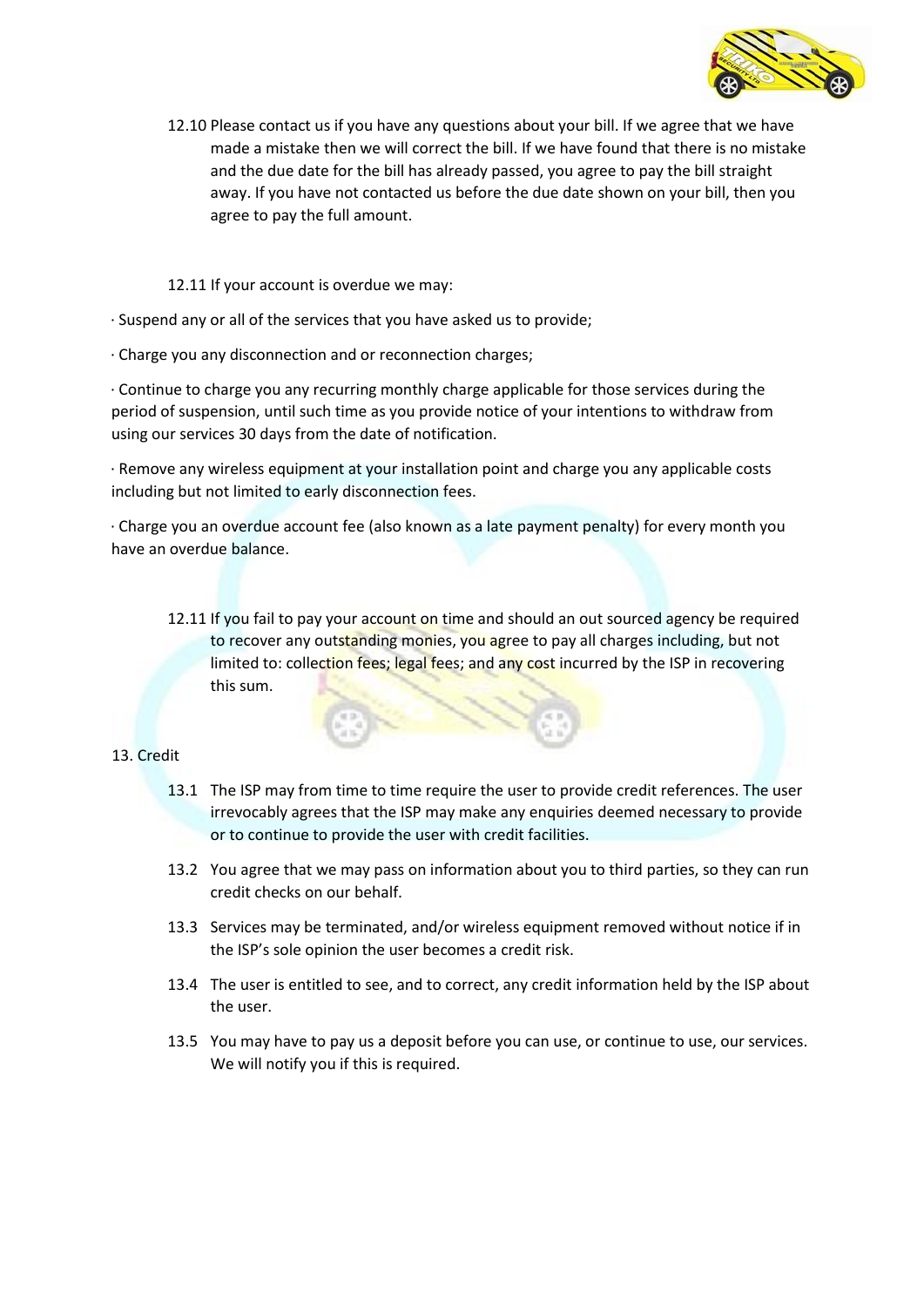12.10 Please contact us if you have any questions about your bill. If we agree that we have made a mistake then we will correct the bill. If we have found that there is no mistake and the due date for the bill has already passed, you agree to pay the bill straight away. If you have not contacted us before the due date shown on your bill, then you agree to pay the full amount.

12.11 If your account is overdue we may:

· Suspend any or all of the services that you have asked us to provide;

· Charge you any disconnection and or reconnection charges;

· Continue to charge you any recurring monthly charge applicable for those services during the period of suspension, until such time as you provide notice of your intentions to withdraw from using our services 30 days from the date of notification.

· Remove any wireless equipment at your installation point and charge you any applicable costs including but not limited to early disconnection fees.

· Charge you an overdue account fee (also known as a late payment penalty) for every month you have an overdue balance.

12.11 If you fail to pay your account on time and should an out sourced agency be required to recover any outstanding monies, you agree to pay all charges including, but not limited to: collection fees; legal fees; and any cost incurred by the ISP in recovering this sum.

## 13. Credit

13.1 The ISP may from time to time require the user to provide credit references. The user irrevocably agrees that the ISP may make any enquiries deemed necessary to provide or to continue to provide the user with credit facilities.

13.2 You agree that we may pass on information about you to third parties, so they can run credit checks on our behalf.

13.3 Services may be terminated, and/or wireless equipment removed without notice if in the ISP's sole opinion the user becomes a credit risk.

13.4 The user is entitled to see, and to correct, any credit information held by the ISP about the user.

13.5 You may have to pay us a deposit before you can use, or continue to use, our services. We will notify you if this is required.